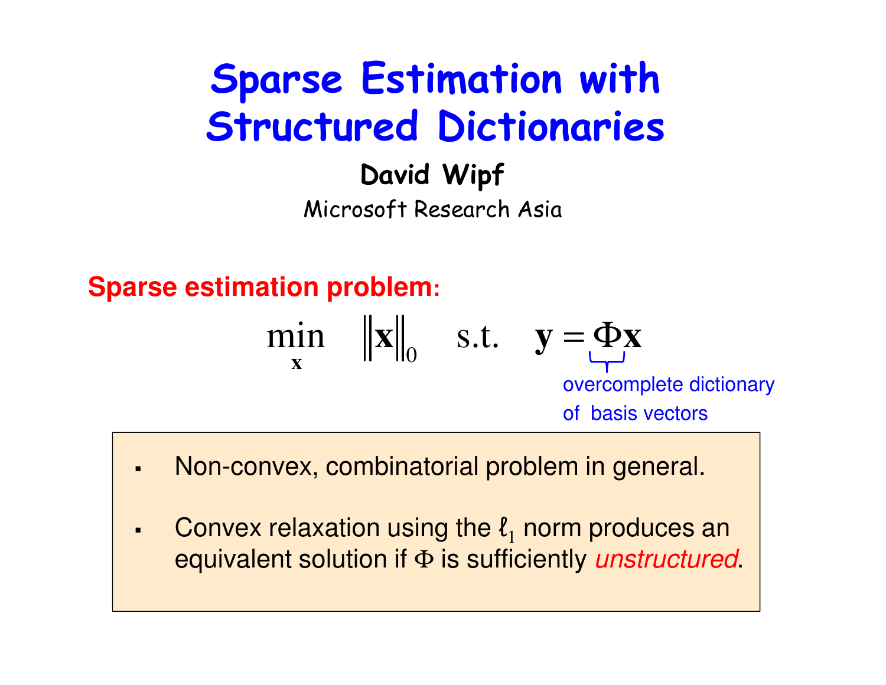# Sparse Estimation with Structured Dictionaries

**David Wipf**

Microsoft Research Asia

**Sparse estimation problem:**

$$\min_{\mathbf{x}} \quad \|\mathbf{x}\|_0 \quad \text{s.t.} \quad \mathbf{y} = \underbrace{\Phi}_{\text{overcomplete dictionary of basis vectors}}\mathbf{x}$$

- Non-convex, combinatorial problem in general.
- Convex relaxation using the $\ell_1$ norm produces an equivalent solution if $\Phi$ is sufficiently *unstructured*.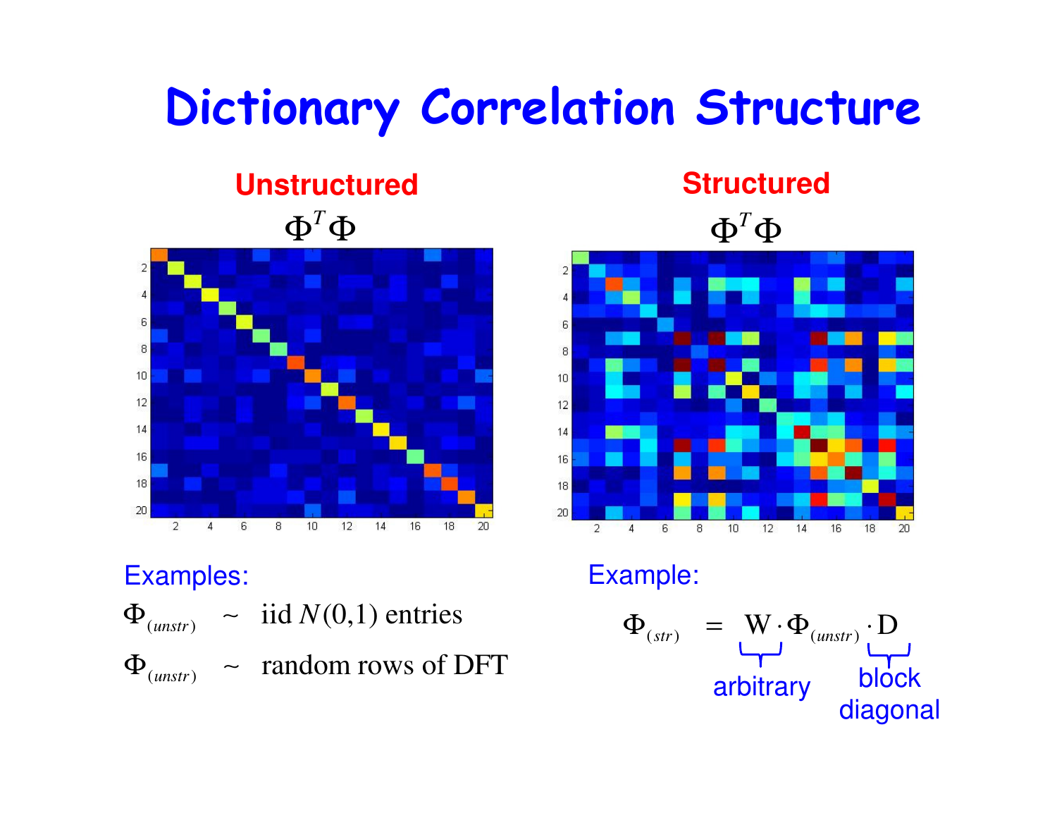# Dictionary Correlation Structure

**Unstructured**

$\Phi^T \Phi$

2
4
6
8
10
12
14
16
18
20

2 4 6 8 10 12 14 16 18 20

**Structured**

$\Phi^T \Phi$

2
4
6
8
10
12
14
16
18
20

2 4 6 8 10 12 14 16 18 20

Examples:

$\Phi_{(unstr)} \sim$ iid $N(0,1)$ entries

$\Phi_{(unstr)} \sim$ random rows of DFT

Example:

$$\Phi_{(str)} = \underbrace{W}_{\text{arbitrary}} \cdot \Phi_{(unstr)} \cdot \underbrace{D}_{\text{block diagonal}}$$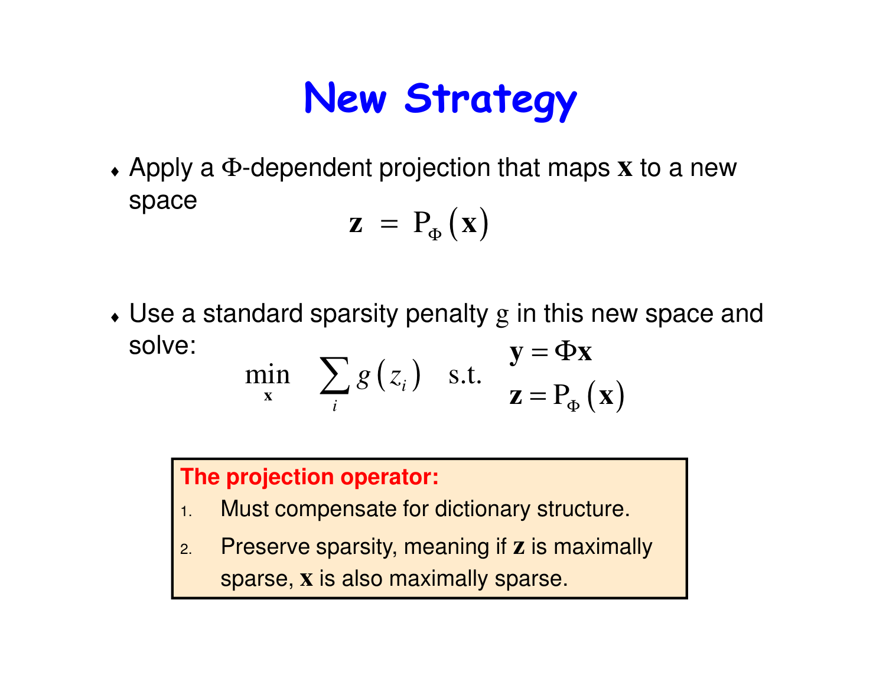# New Strategy

- Apply a $\Phi$-dependent projection that maps $\mathbf{x}$ to a new space

$$\mathbf{z} = \mathrm{P}_{\Phi}(\mathbf{x})$$

- Use a standard sparsity penalty $g$ in this new space and solve:

$$\min_{\mathbf{x}} \quad \sum_i g(z_i) \quad \text{s.t.} \quad \begin{array}{l} \mathbf{y} = \Phi \mathbf{x} \\ \mathbf{z} = \mathrm{P}_{\Phi}(\mathbf{x}) \end{array}$$

**The projection operator:**

1. Must compensate for dictionary structure.
2. Preserve sparsity, meaning if $\mathbf{z}$ is maximally sparse, $\mathbf{x}$ is also maximally sparse.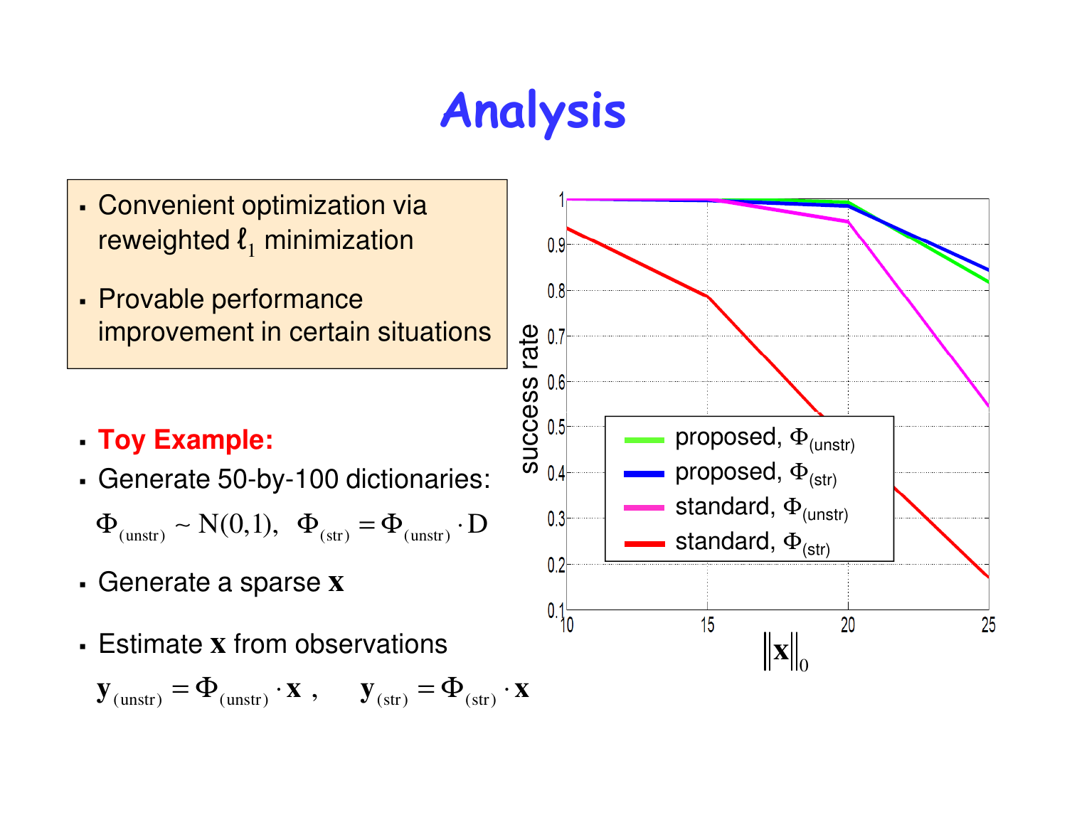# Analysis

- Convenient optimization via reweighted $\ell_1$ minimization
- Provable performance improvement in certain situations

- **Toy Example:**
- Generate 50-by-100 dictionaries:

$$\Phi_{(\text{unstr})} \sim N(0,1), \quad \Phi_{(\text{str})} = \Phi_{(\text{unstr})} \cdot D$$

- Generate a sparse $\mathbf{x}$
- Estimate $\mathbf{x}$ from observations

$$\mathbf{y}_{(\text{unstr})} = \Phi_{(\text{unstr})} \cdot \mathbf{x} \ , \qquad \mathbf{y}_{(\text{str})} = \Phi_{(\text{str})} \cdot \mathbf{x}$$

success rate

1
0.9
0.8
0.7
0.6
0.5
0.4
0.3
0.2
0.1

10
15
20
25

$\|\mathbf{x}\|_0$

proposed, $\Phi_{(\text{unstr})}$

proposed, $\Phi_{(\text{str})}$

standard, $\Phi_{(\text{unstr})}$

standard, $\Phi_{(\text{str})}$